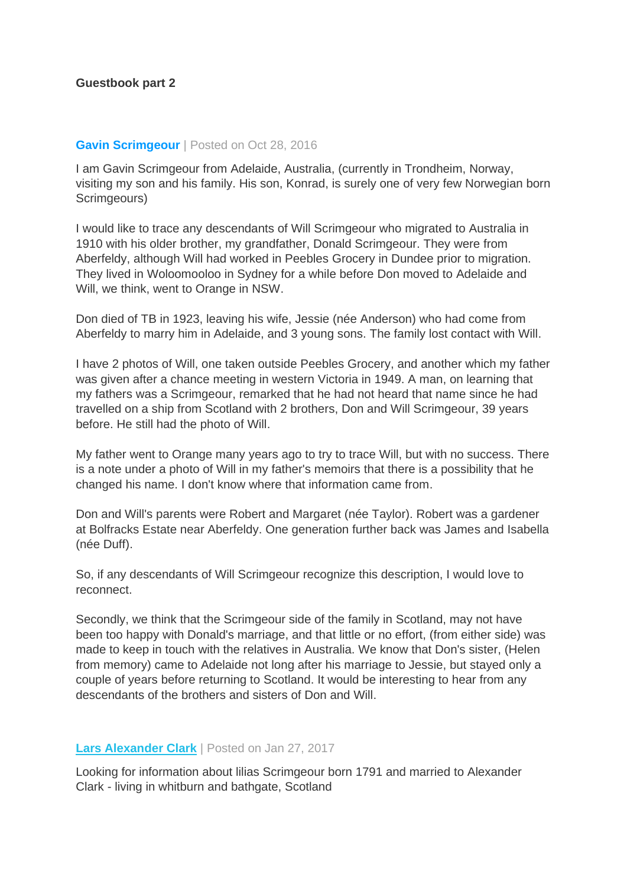**Guestbook part 2**

**Gavin Scrimgeour** | Posted on Oct 28, 2016

I am Gavin Scrimgeour from Adelaide, Australia, (currently in Trondheim, Norway, visiting my son and his family. His son, Konrad, is surely one of very few Norwegian born Scrimgeours)

I would like to trace any descendants of Will Scrimgeour who migrated to Australia in 1910 with his older brother, my grandfather, Donald Scrimgeour. They were from Aberfeldy, although Will had worked in Peebles Grocery in Dundee prior to migration. They lived in Woloomooloo in Sydney for a while before Don moved to Adelaide and Will, we think, went to Orange in NSW.

Don died of TB in 1923, leaving his wife, Jessie (née Anderson) who had come from Aberfeldy to marry him in Adelaide, and 3 young sons. The family lost contact with Will.

I have 2 photos of Will, one taken outside Peebles Grocery, and another which my father was given after a chance meeting in western Victoria in 1949. A man, on learning that my fathers was a Scrimgeour, remarked that he had not heard that name since he had travelled on a ship from Scotland with 2 brothers, Don and Will Scrimgeour, 39 years before. He still had the photo of Will.

My father went to Orange many years ago to try to trace Will, but with no success. There is a note under a photo of Will in my father's memoirs that there is a possibility that he changed his name. I don't know where that information came from.

Don and Will's parents were Robert and Margaret (née Taylor). Robert was a gardener at Bolfracks Estate near Aberfeldy. One generation further back was James and Isabella (née Duff).

So, if any descendants of Will Scrimgeour recognize this description, I would love to reconnect.

Secondly, we think that the Scrimgeour side of the family in Scotland, may not have been too happy with Donald's marriage, and that little or no effort, (from either side) was made to keep in touch with the relatives in Australia. We know that Don's sister, (Helen from memory) came to Adelaide not long after his marriage to Jessie, but stayed only a couple of years before returning to Scotland. It would be interesting to hear from any descendants of the brothers and sisters of Don and Will.

**Lars Alexander Clark** | Posted on Jan 27, 2017

Looking for information about lilias Scrimgeour born 1791 and married to Alexander Clark - living in whitburn and bathgate, Scotland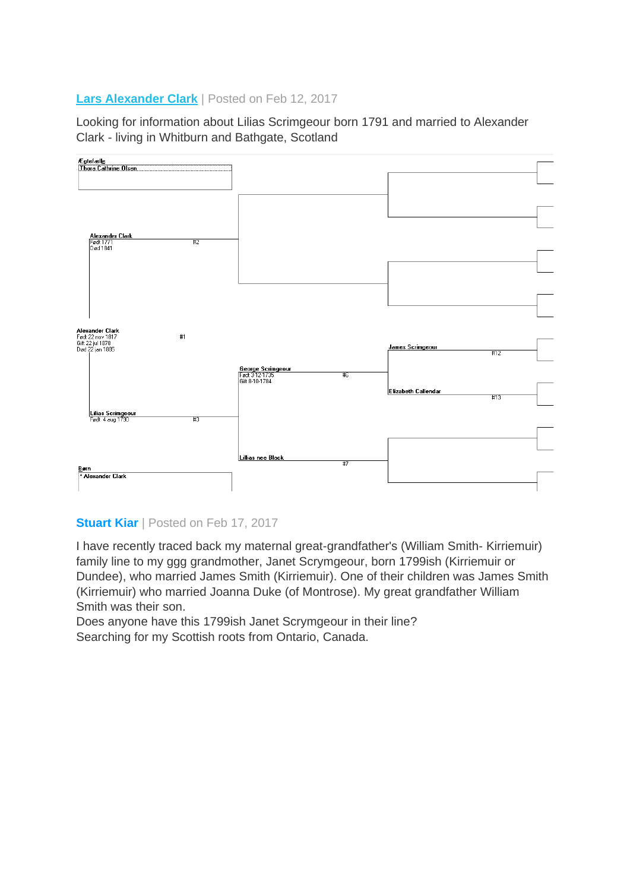**Lars Alexander Clark** | Posted on Feb 12, 2017

Looking for information about Lilias Scrimgeour born 1791 and married to Alexander Clark - living in Whitburn and Bathgate, Scotland

Ægtefælle
Thora Cathrine Olsen

Alexander Clark
Født 1771
Død 1841
#2

Alexander Clark
Født 22 nov 1817
Gift 22 jul 1878
Død 22 jan 1885
#1

Lilias Scrimgeour
Født 4 aug 1790
#3

Børn
* Alexander Clark

George Scrimgeour
Født 3-12-1735
Gift 8-10-1784
#6

Lillias nee Black
#7

James Scrimgeour
#12

Elizabeth Callendar
#13

**Stuart Kiar** | Posted on Feb 17, 2017

I have recently traced back my maternal great-grandfather's (William Smith- Kirriemuir) family line to my ggg grandmother, Janet Scrymgeour, born 1799ish (Kirriemuir or Dundee), who married James Smith (Kirriemuir). One of their children was James Smith (Kirriemuir) who married Joanna Duke (of Montrose). My great grandfather William Smith was their son.
Does anyone have this 1799ish Janet Scrymgeour in their line?
Searching for my Scottish roots from Ontario, Canada.